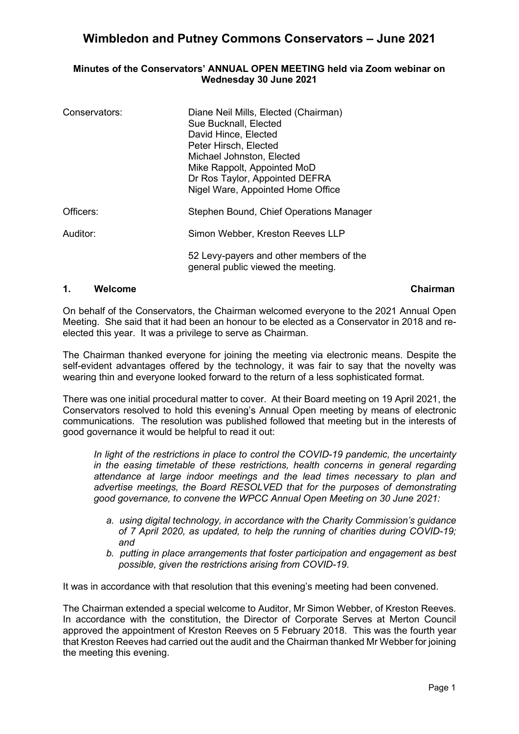# Wimbledon and Putney Commons Conservators – June 2021

**Minutes of the Conservators' ANNUAL OPEN MEETING held via Zoom webinar on Wednesday 30 June 2021**

| | |
|---|---|
| Conservators: | Diane Neil Mills, Elected (Chairman)<br>Sue Bucknall, Elected<br>David Hince, Elected<br>Peter Hirsch, Elected<br>Michael Johnston, Elected<br>Mike Rappolt, Appointed MoD<br>Dr Ros Taylor, Appointed DEFRA<br>Nigel Ware, Appointed Home Office |
| Officers: | Stephen Bound, Chief Operations Manager |
| Auditor: | Simon Webber, Kreston Reeves LLP |
| | 52 Levy-payers and other members of the general public viewed the meeting. |

## 1. Welcome — Chairman

On behalf of the Conservators, the Chairman welcomed everyone to the 2021 Annual Open Meeting. She said that it had been an honour to be elected as a Conservator in 2018 and re-elected this year. It was a privilege to serve as Chairman.

The Chairman thanked everyone for joining the meeting via electronic means. Despite the self-evident advantages offered by the technology, it was fair to say that the novelty was wearing thin and everyone looked forward to the return of a less sophisticated format.

There was one initial procedural matter to cover. At their Board meeting on 19 April 2021, the Conservators resolved to hold this evening's Annual Open meeting by means of electronic communications. The resolution was published followed that meeting but in the interests of good governance it would be helpful to read it out:

> *In light of the restrictions in place to control the COVID-19 pandemic, the uncertainty in the easing timetable of these restrictions, health concerns in general regarding attendance at large indoor meetings and the lead times necessary to plan and advertise meetings, the Board RESOLVED that for the purposes of demonstrating good governance, to convene the WPCC Annual Open Meeting on 30 June 2021:*
>
> *a. using digital technology, in accordance with the Charity Commission's guidance of 7 April 2020, as updated, to help the running of charities during COVID-19; and*
>
> *b. putting in place arrangements that foster participation and engagement as best possible, given the restrictions arising from COVID-19.*

It was in accordance with that resolution that this evening's meeting had been convened.

The Chairman extended a special welcome to Auditor, Mr Simon Webber, of Kreston Reeves. In accordance with the constitution, the Director of Corporate Serves at Merton Council approved the appointment of Kreston Reeves on 5 February 2018. This was the fourth year that Kreston Reeves had carried out the audit and the Chairman thanked Mr Webber for joining the meeting this evening.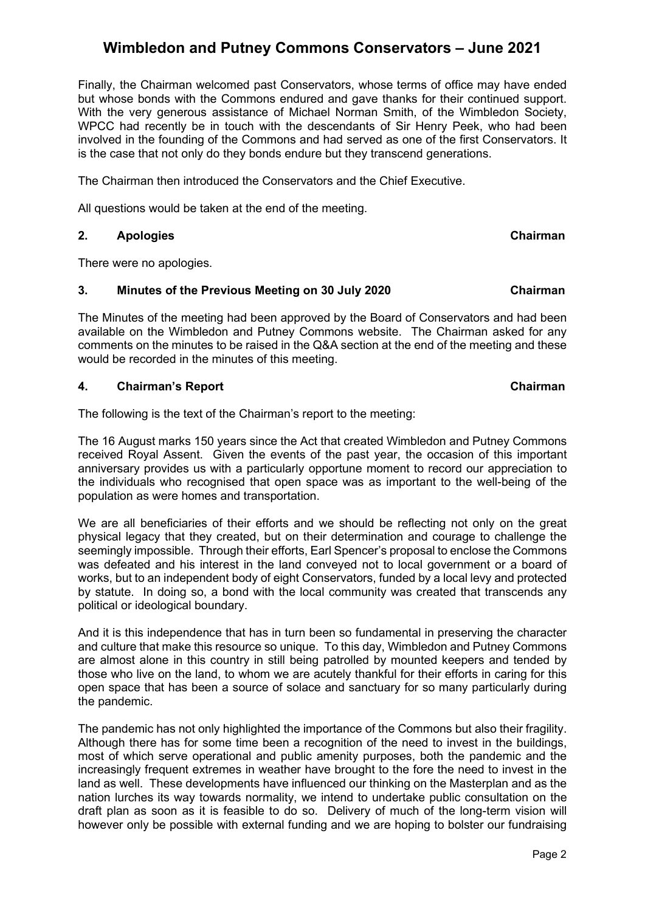Finally, the Chairman welcomed past Conservators, whose terms of office may have ended but whose bonds with the Commons endured and gave thanks for their continued support. With the very generous assistance of Michael Norman Smith, of the Wimbledon Society, WPCC had recently be in touch with the descendants of Sir Henry Peek, who had been involved in the founding of the Commons and had served as one of the first Conservators. It is the case that not only do they bonds endure but they transcend generations.

The Chairman then introduced the Conservators and the Chief Executive.

All questions would be taken at the end of the meeting.

## 2. Apologies — Chairman

There were no apologies.

## 3. Minutes of the Previous Meeting on 30 July 2020 — Chairman

The Minutes of the meeting had been approved by the Board of Conservators and had been available on the Wimbledon and Putney Commons website. The Chairman asked for any comments on the minutes to be raised in the Q&A section at the end of the meeting and these would be recorded in the minutes of this meeting.

## 4. Chairman's Report — Chairman

The following is the text of the Chairman's report to the meeting:

The 16 August marks 150 years since the Act that created Wimbledon and Putney Commons received Royal Assent. Given the events of the past year, the occasion of this important anniversary provides us with a particularly opportune moment to record our appreciation to the individuals who recognised that open space was as important to the well-being of the population as were homes and transportation.

We are all beneficiaries of their efforts and we should be reflecting not only on the great physical legacy that they created, but on their determination and courage to challenge the seemingly impossible. Through their efforts, Earl Spencer's proposal to enclose the Commons was defeated and his interest in the land conveyed not to local government or a board of works, but to an independent body of eight Conservators, funded by a local levy and protected by statute. In doing so, a bond with the local community was created that transcends any political or ideological boundary.

And it is this independence that has in turn been so fundamental in preserving the character and culture that make this resource so unique. To this day, Wimbledon and Putney Commons are almost alone in this country in still being patrolled by mounted keepers and tended by those who live on the land, to whom we are acutely thankful for their efforts in caring for this open space that has been a source of solace and sanctuary for so many particularly during the pandemic.

The pandemic has not only highlighted the importance of the Commons but also their fragility. Although there has for some time been a recognition of the need to invest in the buildings, most of which serve operational and public amenity purposes, both the pandemic and the increasingly frequent extremes in weather have brought to the fore the need to invest in the land as well. These developments have influenced our thinking on the Masterplan and as the nation lurches its way towards normality, we intend to undertake public consultation on the draft plan as soon as it is feasible to do so. Delivery of much of the long-term vision will however only be possible with external funding and we are hoping to bolster our fundraising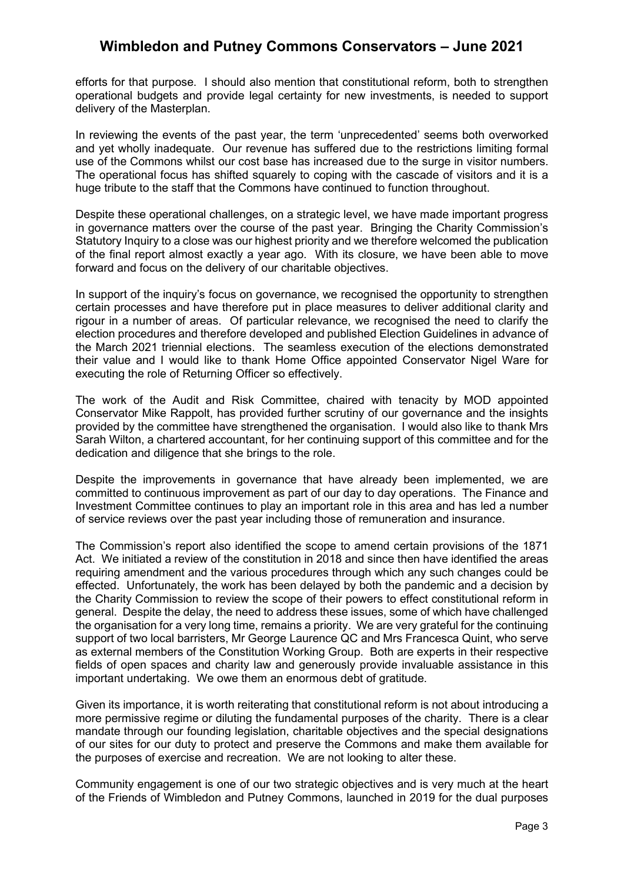efforts for that purpose. I should also mention that constitutional reform, both to strengthen operational budgets and provide legal certainty for new investments, is needed to support delivery of the Masterplan.

In reviewing the events of the past year, the term 'unprecedented' seems both overworked and yet wholly inadequate. Our revenue has suffered due to the restrictions limiting formal use of the Commons whilst our cost base has increased due to the surge in visitor numbers. The operational focus has shifted squarely to coping with the cascade of visitors and it is a huge tribute to the staff that the Commons have continued to function throughout.

Despite these operational challenges, on a strategic level, we have made important progress in governance matters over the course of the past year. Bringing the Charity Commission's Statutory Inquiry to a close was our highest priority and we therefore welcomed the publication of the final report almost exactly a year ago. With its closure, we have been able to move forward and focus on the delivery of our charitable objectives.

In support of the inquiry's focus on governance, we recognised the opportunity to strengthen certain processes and have therefore put in place measures to deliver additional clarity and rigour in a number of areas. Of particular relevance, we recognised the need to clarify the election procedures and therefore developed and published Election Guidelines in advance of the March 2021 triennial elections. The seamless execution of the elections demonstrated their value and I would like to thank Home Office appointed Conservator Nigel Ware for executing the role of Returning Officer so effectively.

The work of the Audit and Risk Committee, chaired with tenacity by MOD appointed Conservator Mike Rappolt, has provided further scrutiny of our governance and the insights provided by the committee have strengthened the organisation. I would also like to thank Mrs Sarah Wilton, a chartered accountant, for her continuing support of this committee and for the dedication and diligence that she brings to the role.

Despite the improvements in governance that have already been implemented, we are committed to continuous improvement as part of our day to day operations. The Finance and Investment Committee continues to play an important role in this area and has led a number of service reviews over the past year including those of remuneration and insurance.

The Commission's report also identified the scope to amend certain provisions of the 1871 Act. We initiated a review of the constitution in 2018 and since then have identified the areas requiring amendment and the various procedures through which any such changes could be effected. Unfortunately, the work has been delayed by both the pandemic and a decision by the Charity Commission to review the scope of their powers to effect constitutional reform in general. Despite the delay, the need to address these issues, some of which have challenged the organisation for a very long time, remains a priority. We are very grateful for the continuing support of two local barristers, Mr George Laurence QC and Mrs Francesca Quint, who serve as external members of the Constitution Working Group. Both are experts in their respective fields of open spaces and charity law and generously provide invaluable assistance in this important undertaking. We owe them an enormous debt of gratitude.

Given its importance, it is worth reiterating that constitutional reform is not about introducing a more permissive regime or diluting the fundamental purposes of the charity. There is a clear mandate through our founding legislation, charitable objectives and the special designations of our sites for our duty to protect and preserve the Commons and make them available for the purposes of exercise and recreation. We are not looking to alter these.

Community engagement is one of our two strategic objectives and is very much at the heart of the Friends of Wimbledon and Putney Commons, launched in 2019 for the dual purposes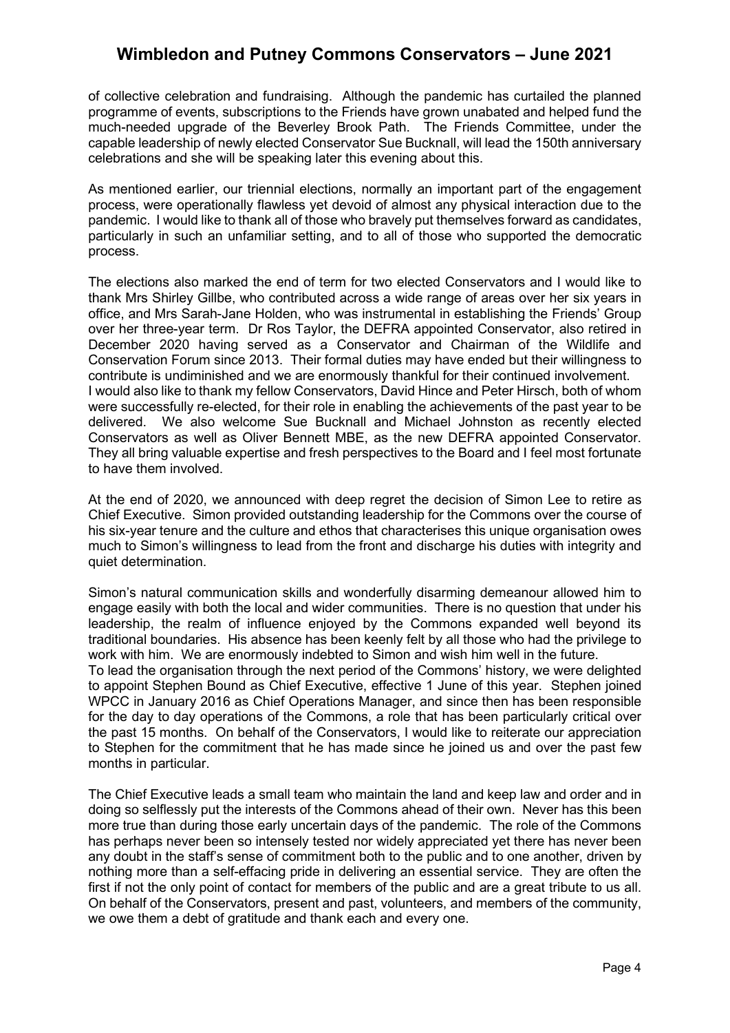of collective celebration and fundraising. Although the pandemic has curtailed the planned programme of events, subscriptions to the Friends have grown unabated and helped fund the much-needed upgrade of the Beverley Brook Path. The Friends Committee, under the capable leadership of newly elected Conservator Sue Bucknall, will lead the 150th anniversary celebrations and she will be speaking later this evening about this.

As mentioned earlier, our triennial elections, normally an important part of the engagement process, were operationally flawless yet devoid of almost any physical interaction due to the pandemic. I would like to thank all of those who bravely put themselves forward as candidates, particularly in such an unfamiliar setting, and to all of those who supported the democratic process.

The elections also marked the end of term for two elected Conservators and I would like to thank Mrs Shirley Gillbe, who contributed across a wide range of areas over her six years in office, and Mrs Sarah-Jane Holden, who was instrumental in establishing the Friends' Group over her three-year term. Dr Ros Taylor, the DEFRA appointed Conservator, also retired in December 2020 having served as a Conservator and Chairman of the Wildlife and Conservation Forum since 2013. Their formal duties may have ended but their willingness to contribute is undiminished and we are enormously thankful for their continued involvement. I would also like to thank my fellow Conservators, David Hince and Peter Hirsch, both of whom were successfully re-elected, for their role in enabling the achievements of the past year to be delivered. We also welcome Sue Bucknall and Michael Johnston as recently elected Conservators as well as Oliver Bennett MBE, as the new DEFRA appointed Conservator. They all bring valuable expertise and fresh perspectives to the Board and I feel most fortunate to have them involved.

At the end of 2020, we announced with deep regret the decision of Simon Lee to retire as Chief Executive. Simon provided outstanding leadership for the Commons over the course of his six-year tenure and the culture and ethos that characterises this unique organisation owes much to Simon's willingness to lead from the front and discharge his duties with integrity and quiet determination.

Simon's natural communication skills and wonderfully disarming demeanour allowed him to engage easily with both the local and wider communities. There is no question that under his leadership, the realm of influence enjoyed by the Commons expanded well beyond its traditional boundaries. His absence has been keenly felt by all those who had the privilege to work with him. We are enormously indebted to Simon and wish him well in the future. To lead the organisation through the next period of the Commons' history, we were delighted to appoint Stephen Bound as Chief Executive, effective 1 June of this year. Stephen joined WPCC in January 2016 as Chief Operations Manager, and since then has been responsible for the day to day operations of the Commons, a role that has been particularly critical over the past 15 months. On behalf of the Conservators, I would like to reiterate our appreciation to Stephen for the commitment that he has made since he joined us and over the past few months in particular.

The Chief Executive leads a small team who maintain the land and keep law and order and in doing so selflessly put the interests of the Commons ahead of their own. Never has this been more true than during those early uncertain days of the pandemic. The role of the Commons has perhaps never been so intensely tested nor widely appreciated yet there has never been any doubt in the staff's sense of commitment both to the public and to one another, driven by nothing more than a self-effacing pride in delivering an essential service. They are often the first if not the only point of contact for members of the public and are a great tribute to us all. On behalf of the Conservators, present and past, volunteers, and members of the community, we owe them a debt of gratitude and thank each and every one.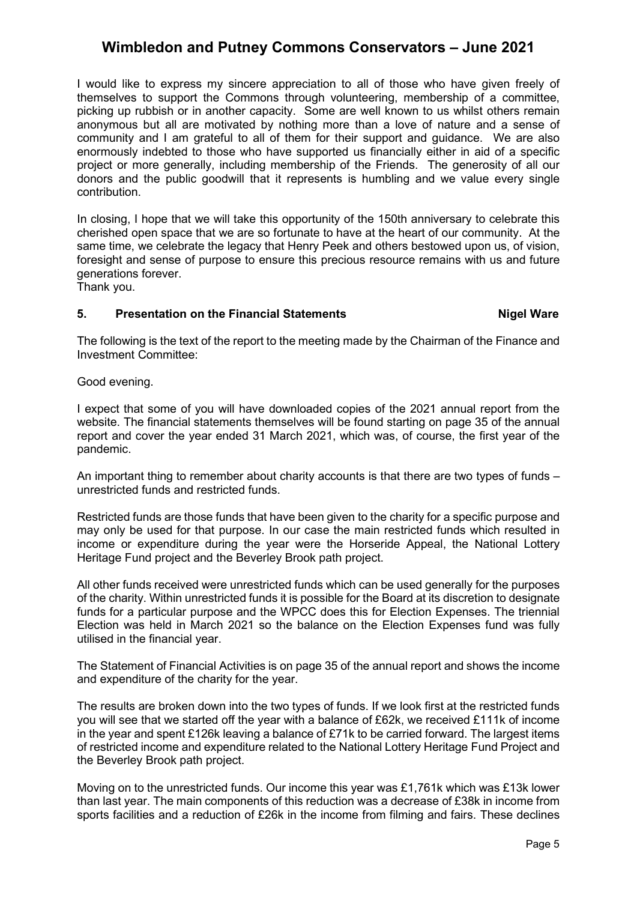I would like to express my sincere appreciation to all of those who have given freely of themselves to support the Commons through volunteering, membership of a committee, picking up rubbish or in another capacity. Some are well known to us whilst others remain anonymous but all are motivated by nothing more than a love of nature and a sense of community and I am grateful to all of them for their support and guidance. We are also enormously indebted to those who have supported us financially either in aid of a specific project or more generally, including membership of the Friends. The generosity of all our donors and the public goodwill that it represents is humbling and we value every single contribution.

In closing, I hope that we will take this opportunity of the 150th anniversary to celebrate this cherished open space that we are so fortunate to have at the heart of our community. At the same time, we celebrate the legacy that Henry Peek and others bestowed upon us, of vision, foresight and sense of purpose to ensure this precious resource remains with us and future generations forever.
Thank you.

### 5. Presentation on the Financial Statements — Nigel Ware

The following is the text of the report to the meeting made by the Chairman of the Finance and Investment Committee:

Good evening.

I expect that some of you will have downloaded copies of the 2021 annual report from the website. The financial statements themselves will be found starting on page 35 of the annual report and cover the year ended 31 March 2021, which was, of course, the first year of the pandemic.

An important thing to remember about charity accounts is that there are two types of funds – unrestricted funds and restricted funds.

Restricted funds are those funds that have been given to the charity for a specific purpose and may only be used for that purpose. In our case the main restricted funds which resulted in income or expenditure during the year were the Horseride Appeal, the National Lottery Heritage Fund project and the Beverley Brook path project.

All other funds received were unrestricted funds which can be used generally for the purposes of the charity. Within unrestricted funds it is possible for the Board at its discretion to designate funds for a particular purpose and the WPCC does this for Election Expenses. The triennial Election was held in March 2021 so the balance on the Election Expenses fund was fully utilised in the financial year.

The Statement of Financial Activities is on page 35 of the annual report and shows the income and expenditure of the charity for the year.

The results are broken down into the two types of funds. If we look first at the restricted funds you will see that we started off the year with a balance of £62k, we received £111k of income in the year and spent £126k leaving a balance of £71k to be carried forward. The largest items of restricted income and expenditure related to the National Lottery Heritage Fund Project and the Beverley Brook path project.

Moving on to the unrestricted funds. Our income this year was £1,761k which was £13k lower than last year. The main components of this reduction was a decrease of £38k in income from sports facilities and a reduction of £26k in the income from filming and fairs. These declines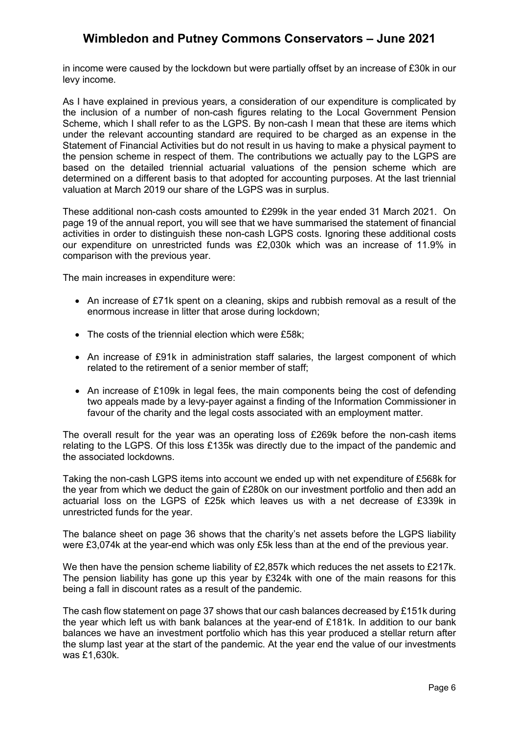in income were caused by the lockdown but were partially offset by an increase of £30k in our levy income.

As I have explained in previous years, a consideration of our expenditure is complicated by the inclusion of a number of non-cash figures relating to the Local Government Pension Scheme, which I shall refer to as the LGPS. By non-cash I mean that these are items which under the relevant accounting standard are required to be charged as an expense in the Statement of Financial Activities but do not result in us having to make a physical payment to the pension scheme in respect of them. The contributions we actually pay to the LGPS are based on the detailed triennial actuarial valuations of the pension scheme which are determined on a different basis to that adopted for accounting purposes. At the last triennial valuation at March 2019 our share of the LGPS was in surplus.

These additional non-cash costs amounted to £299k in the year ended 31 March 2021. On page 19 of the annual report, you will see that we have summarised the statement of financial activities in order to distinguish these non-cash LGPS costs. Ignoring these additional costs our expenditure on unrestricted funds was £2,030k which was an increase of 11.9% in comparison with the previous year.

The main increases in expenditure were:

- An increase of £71k spent on a cleaning, skips and rubbish removal as a result of the enormous increase in litter that arose during lockdown;
- The costs of the triennial election which were £58k;
- An increase of £91k in administration staff salaries, the largest component of which related to the retirement of a senior member of staff;
- An increase of £109k in legal fees, the main components being the cost of defending two appeals made by a levy-payer against a finding of the Information Commissioner in favour of the charity and the legal costs associated with an employment matter.

The overall result for the year was an operating loss of £269k before the non-cash items relating to the LGPS. Of this loss £135k was directly due to the impact of the pandemic and the associated lockdowns.

Taking the non-cash LGPS items into account we ended up with net expenditure of £568k for the year from which we deduct the gain of £280k on our investment portfolio and then add an actuarial loss on the LGPS of £25k which leaves us with a net decrease of £339k in unrestricted funds for the year.

The balance sheet on page 36 shows that the charity's net assets before the LGPS liability were £3,074k at the year-end which was only £5k less than at the end of the previous year.

We then have the pension scheme liability of £2,857k which reduces the net assets to £217k. The pension liability has gone up this year by £324k with one of the main reasons for this being a fall in discount rates as a result of the pandemic.

The cash flow statement on page 37 shows that our cash balances decreased by £151k during the year which left us with bank balances at the year-end of £181k. In addition to our bank balances we have an investment portfolio which has this year produced a stellar return after the slump last year at the start of the pandemic. At the year end the value of our investments was £1,630k.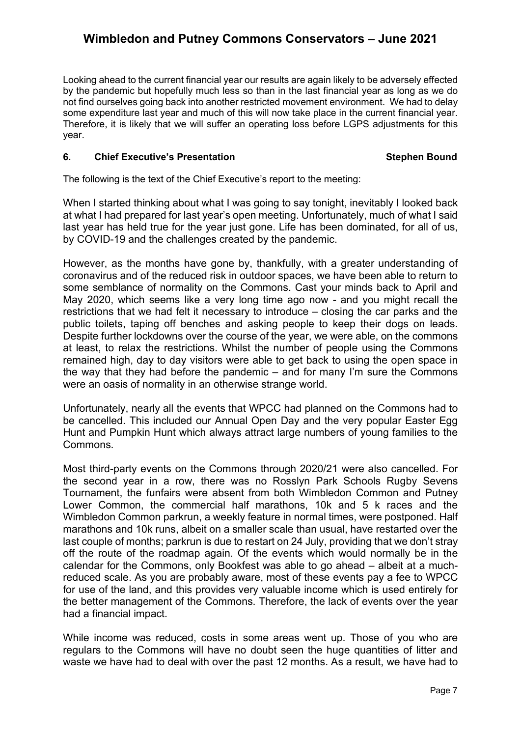Looking ahead to the current financial year our results are again likely to be adversely effected by the pandemic but hopefully much less so than in the last financial year as long as we do not find ourselves going back into another restricted movement environment. We had to delay some expenditure last year and much of this will now take place in the current financial year. Therefore, it is likely that we will suffer an operating loss before LGPS adjustments for this year.

## 6. Chief Executive's Presentation — Stephen Bound

The following is the text of the Chief Executive's report to the meeting:

When I started thinking about what I was going to say tonight, inevitably I looked back at what I had prepared for last year's open meeting. Unfortunately, much of what I said last year has held true for the year just gone. Life has been dominated, for all of us, by COVID-19 and the challenges created by the pandemic.

However, as the months have gone by, thankfully, with a greater understanding of coronavirus and of the reduced risk in outdoor spaces, we have been able to return to some semblance of normality on the Commons. Cast your minds back to April and May 2020, which seems like a very long time ago now - and you might recall the restrictions that we had felt it necessary to introduce – closing the car parks and the public toilets, taping off benches and asking people to keep their dogs on leads. Despite further lockdowns over the course of the year, we were able, on the commons at least, to relax the restrictions. Whilst the number of people using the Commons remained high, day to day visitors were able to get back to using the open space in the way that they had before the pandemic – and for many I'm sure the Commons were an oasis of normality in an otherwise strange world.

Unfortunately, nearly all the events that WPCC had planned on the Commons had to be cancelled. This included our Annual Open Day and the very popular Easter Egg Hunt and Pumpkin Hunt which always attract large numbers of young families to the Commons.

Most third-party events on the Commons through 2020/21 were also cancelled. For the second year in a row, there was no Rosslyn Park Schools Rugby Sevens Tournament, the funfairs were absent from both Wimbledon Common and Putney Lower Common, the commercial half marathons, 10k and 5 k races and the Wimbledon Common parkrun, a weekly feature in normal times, were postponed. Half marathons and 10k runs, albeit on a smaller scale than usual, have restarted over the last couple of months; parkrun is due to restart on 24 July, providing that we don't stray off the route of the roadmap again. Of the events which would normally be in the calendar for the Commons, only Bookfest was able to go ahead – albeit at a much-reduced scale. As you are probably aware, most of these events pay a fee to WPCC for use of the land, and this provides very valuable income which is used entirely for the better management of the Commons. Therefore, the lack of events over the year had a financial impact.

While income was reduced, costs in some areas went up. Those of you who are regulars to the Commons will have no doubt seen the huge quantities of litter and waste we have had to deal with over the past 12 months. As a result, we have had to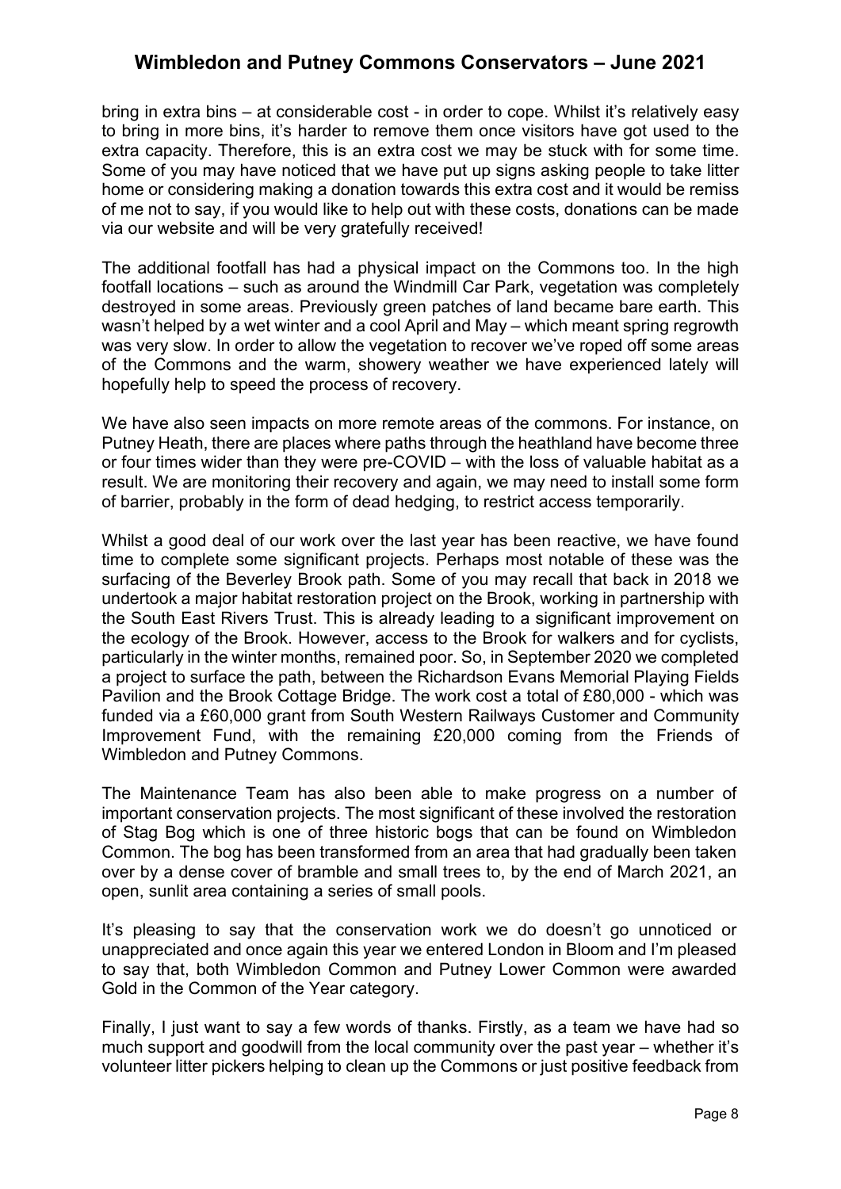bring in extra bins – at considerable cost - in order to cope. Whilst it's relatively easy to bring in more bins, it's harder to remove them once visitors have got used to the extra capacity. Therefore, this is an extra cost we may be stuck with for some time. Some of you may have noticed that we have put up signs asking people to take litter home or considering making a donation towards this extra cost and it would be remiss of me not to say, if you would like to help out with these costs, donations can be made via our website and will be very gratefully received!

The additional footfall has had a physical impact on the Commons too. In the high footfall locations – such as around the Windmill Car Park, vegetation was completely destroyed in some areas. Previously green patches of land became bare earth. This wasn't helped by a wet winter and a cool April and May – which meant spring regrowth was very slow. In order to allow the vegetation to recover we've roped off some areas of the Commons and the warm, showery weather we have experienced lately will hopefully help to speed the process of recovery.

We have also seen impacts on more remote areas of the commons. For instance, on Putney Heath, there are places where paths through the heathland have become three or four times wider than they were pre-COVID – with the loss of valuable habitat as a result. We are monitoring their recovery and again, we may need to install some form of barrier, probably in the form of dead hedging, to restrict access temporarily.

Whilst a good deal of our work over the last year has been reactive, we have found time to complete some significant projects. Perhaps most notable of these was the surfacing of the Beverley Brook path. Some of you may recall that back in 2018 we undertook a major habitat restoration project on the Brook, working in partnership with the South East Rivers Trust. This is already leading to a significant improvement on the ecology of the Brook. However, access to the Brook for walkers and for cyclists, particularly in the winter months, remained poor. So, in September 2020 we completed a project to surface the path, between the Richardson Evans Memorial Playing Fields Pavilion and the Brook Cottage Bridge. The work cost a total of £80,000 - which was funded via a £60,000 grant from South Western Railways Customer and Community Improvement Fund, with the remaining £20,000 coming from the Friends of Wimbledon and Putney Commons.

The Maintenance Team has also been able to make progress on a number of important conservation projects. The most significant of these involved the restoration of Stag Bog which is one of three historic bogs that can be found on Wimbledon Common. The bog has been transformed from an area that had gradually been taken over by a dense cover of bramble and small trees to, by the end of March 2021, an open, sunlit area containing a series of small pools.

It's pleasing to say that the conservation work we do doesn't go unnoticed or unappreciated and once again this year we entered London in Bloom and I'm pleased to say that, both Wimbledon Common and Putney Lower Common were awarded Gold in the Common of the Year category.

Finally, I just want to say a few words of thanks. Firstly, as a team we have had so much support and goodwill from the local community over the past year – whether it's volunteer litter pickers helping to clean up the Commons or just positive feedback from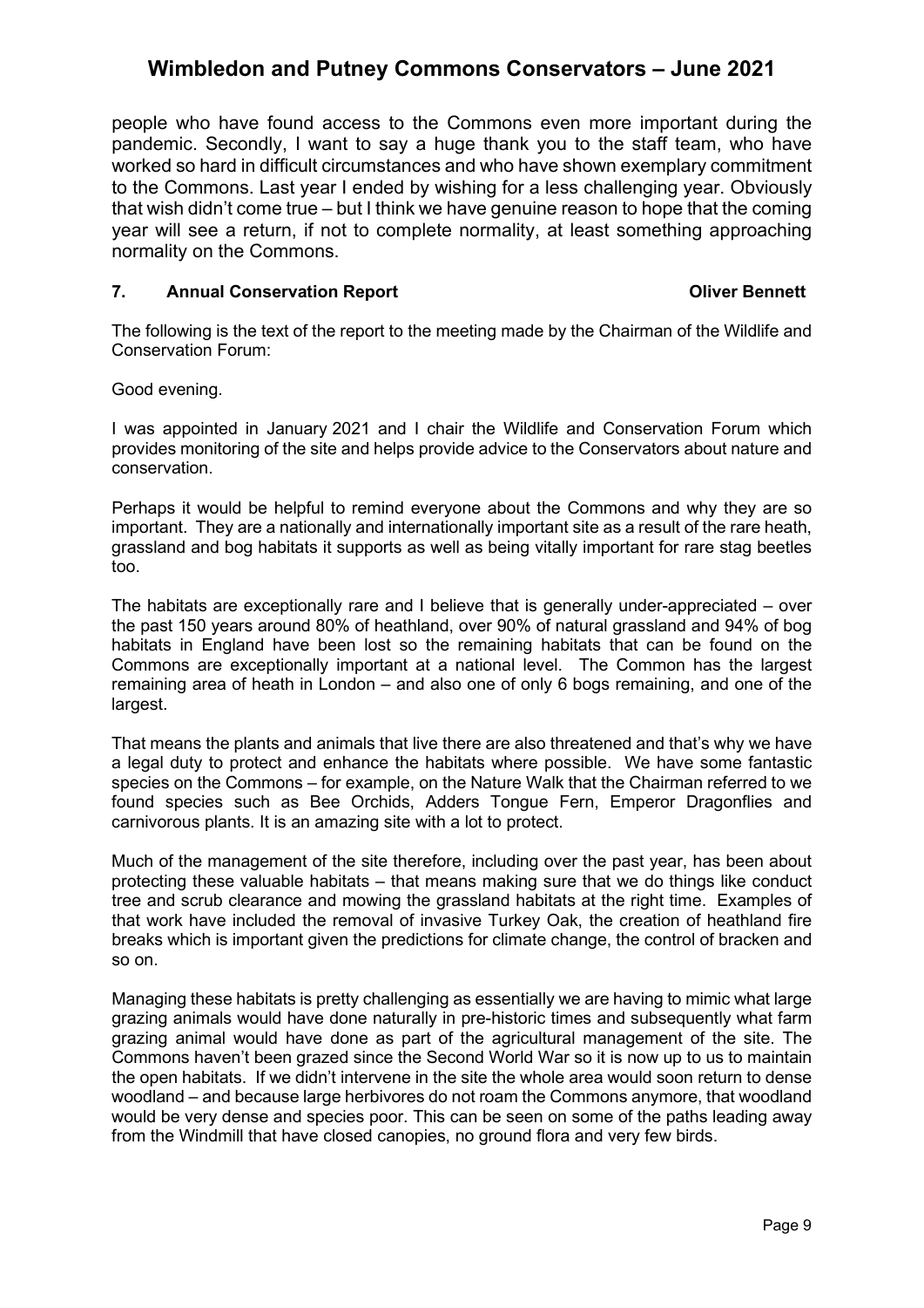people who have found access to the Commons even more important during the pandemic. Secondly, I want to say a huge thank you to the staff team, who have worked so hard in difficult circumstances and who have shown exemplary commitment to the Commons. Last year I ended by wishing for a less challenging year. Obviously that wish didn't come true – but I think we have genuine reason to hope that the coming year will see a return, if not to complete normality, at least something approaching normality on the Commons.

## 7. Annual Conservation Report — Oliver Bennett

The following is the text of the report to the meeting made by the Chairman of the Wildlife and Conservation Forum:

Good evening.

I was appointed in January 2021 and I chair the Wildlife and Conservation Forum which provides monitoring of the site and helps provide advice to the Conservators about nature and conservation.

Perhaps it would be helpful to remind everyone about the Commons and why they are so important. They are a nationally and internationally important site as a result of the rare heath, grassland and bog habitats it supports as well as being vitally important for rare stag beetles too.

The habitats are exceptionally rare and I believe that is generally under-appreciated – over the past 150 years around 80% of heathland, over 90% of natural grassland and 94% of bog habitats in England have been lost so the remaining habitats that can be found on the Commons are exceptionally important at a national level. The Common has the largest remaining area of heath in London – and also one of only 6 bogs remaining, and one of the largest.

That means the plants and animals that live there are also threatened and that's why we have a legal duty to protect and enhance the habitats where possible. We have some fantastic species on the Commons – for example, on the Nature Walk that the Chairman referred to we found species such as Bee Orchids, Adders Tongue Fern, Emperor Dragonflies and carnivorous plants. It is an amazing site with a lot to protect.

Much of the management of the site therefore, including over the past year, has been about protecting these valuable habitats – that means making sure that we do things like conduct tree and scrub clearance and mowing the grassland habitats at the right time. Examples of that work have included the removal of invasive Turkey Oak, the creation of heathland fire breaks which is important given the predictions for climate change, the control of bracken and so on.

Managing these habitats is pretty challenging as essentially we are having to mimic what large grazing animals would have done naturally in pre-historic times and subsequently what farm grazing animal would have done as part of the agricultural management of the site. The Commons haven't been grazed since the Second World War so it is now up to us to maintain the open habitats. If we didn't intervene in the site the whole area would soon return to dense woodland – and because large herbivores do not roam the Commons anymore, that woodland would be very dense and species poor. This can be seen on some of the paths leading away from the Windmill that have closed canopies, no ground flora and very few birds.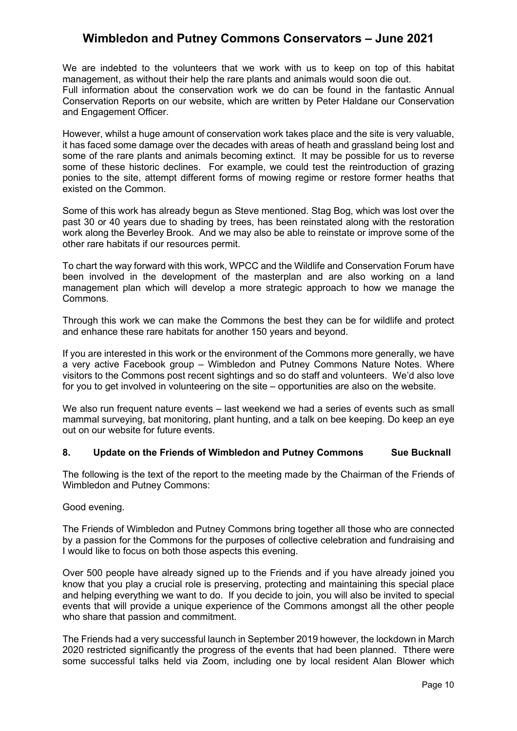We are indebted to the volunteers that we work with us to keep on top of this habitat management, as without their help the rare plants and animals would soon die out.
Full information about the conservation work we do can be found in the fantastic Annual Conservation Reports on our website, which are written by Peter Haldane our Conservation and Engagement Officer.

However, whilst a huge amount of conservation work takes place and the site is very valuable, it has faced some damage over the decades with areas of heath and grassland being lost and some of the rare plants and animals becoming extinct. It may be possible for us to reverse some of these historic declines. For example, we could test the reintroduction of grazing ponies to the site, attempt different forms of mowing regime or restore former heaths that existed on the Common.

Some of this work has already begun as Steve mentioned. Stag Bog, which was lost over the past 30 or 40 years due to shading by trees, has been reinstated along with the restoration work along the Beverley Brook. And we may also be able to reinstate or improve some of the other rare habitats if our resources permit.

To chart the way forward with this work, WPCC and the Wildlife and Conservation Forum have been involved in the development of the masterplan and are also working on a land management plan which will develop a more strategic approach to how we manage the Commons.

Through this work we can make the Commons the best they can be for wildlife and protect and enhance these rare habitats for another 150 years and beyond.

If you are interested in this work or the environment of the Commons more generally, we have a very active Facebook group – Wimbledon and Putney Commons Nature Notes. Where visitors to the Commons post recent sightings and so do staff and volunteers. We'd also love for you to get involved in volunteering on the site – opportunities are also on the website.

We also run frequent nature events – last weekend we had a series of events such as small mammal surveying, bat monitoring, plant hunting, and a talk on bee keeping. Do keep an eye out on our website for future events.

## 8. Update on the Friends of Wimbledon and Putney Commons — Sue Bucknall

The following is the text of the report to the meeting made by the Chairman of the Friends of Wimbledon and Putney Commons:

Good evening.

The Friends of Wimbledon and Putney Commons bring together all those who are connected by a passion for the Commons for the purposes of collective celebration and fundraising and I would like to focus on both those aspects this evening.

Over 500 people have already signed up to the Friends and if you have already joined you know that you play a crucial role is preserving, protecting and maintaining this special place and helping everything we want to do. If you decide to join, you will also be invited to special events that will provide a unique experience of the Commons amongst all the other people who share that passion and commitment.

The Friends had a very successful launch in September 2019 however, the lockdown in March 2020 restricted significantly the progress of the events that had been planned. Tthere were some successful talks held via Zoom, including one by local resident Alan Blower which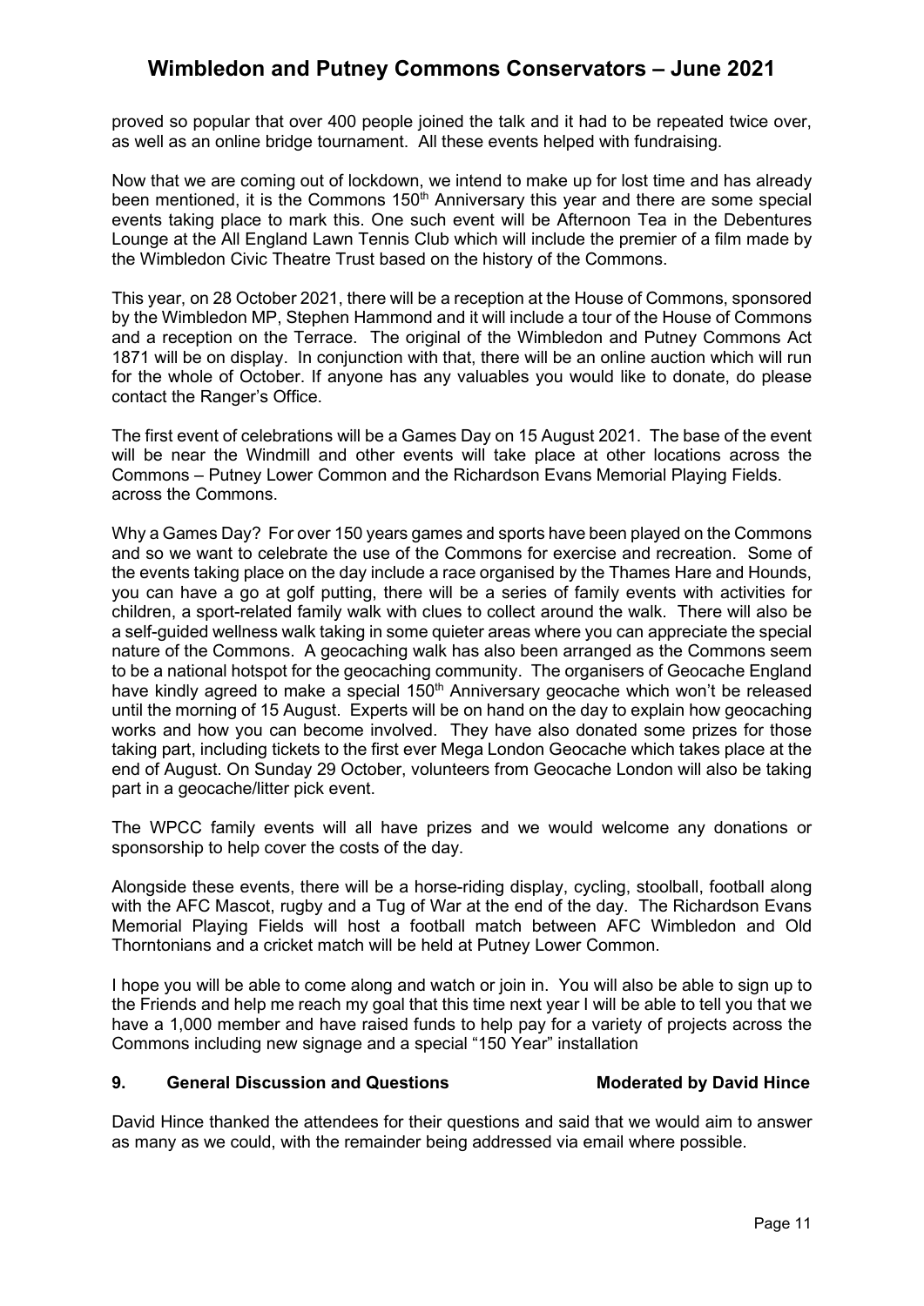proved so popular that over 400 people joined the talk and it had to be repeated twice over, as well as an online bridge tournament. All these events helped with fundraising.

Now that we are coming out of lockdown, we intend to make up for lost time and has already been mentioned, it is the Commons 150th Anniversary this year and there are some special events taking place to mark this. One such event will be Afternoon Tea in the Debentures Lounge at the All England Lawn Tennis Club which will include the premier of a film made by the Wimbledon Civic Theatre Trust based on the history of the Commons.

This year, on 28 October 2021, there will be a reception at the House of Commons, sponsored by the Wimbledon MP, Stephen Hammond and it will include a tour of the House of Commons and a reception on the Terrace. The original of the Wimbledon and Putney Commons Act 1871 will be on display. In conjunction with that, there will be an online auction which will run for the whole of October. If anyone has any valuables you would like to donate, do please contact the Ranger's Office.

The first event of celebrations will be a Games Day on 15 August 2021. The base of the event will be near the Windmill and other events will take place at other locations across the Commons – Putney Lower Common and the Richardson Evans Memorial Playing Fields. across the Commons.

Why a Games Day? For over 150 years games and sports have been played on the Commons and so we want to celebrate the use of the Commons for exercise and recreation. Some of the events taking place on the day include a race organised by the Thames Hare and Hounds, you can have a go at golf putting, there will be a series of family events with activities for children, a sport-related family walk with clues to collect around the walk. There will also be a self-guided wellness walk taking in some quieter areas where you can appreciate the special nature of the Commons. A geocaching walk has also been arranged as the Commons seem to be a national hotspot for the geocaching community. The organisers of Geocache England have kindly agreed to make a special 150th Anniversary geocache which won't be released until the morning of 15 August. Experts will be on hand on the day to explain how geocaching works and how you can become involved. They have also donated some prizes for those taking part, including tickets to the first ever Mega London Geocache which takes place at the end of August. On Sunday 29 October, volunteers from Geocache London will also be taking part in a geocache/litter pick event.

The WPCC family events will all have prizes and we would welcome any donations or sponsorship to help cover the costs of the day.

Alongside these events, there will be a horse-riding display, cycling, stoolball, football along with the AFC Mascot, rugby and a Tug of War at the end of the day. The Richardson Evans Memorial Playing Fields will host a football match between AFC Wimbledon and Old Thorntonians and a cricket match will be held at Putney Lower Common.

I hope you will be able to come along and watch or join in. You will also be able to sign up to the Friends and help me reach my goal that this time next year I will be able to tell you that we have a 1,000 member and have raised funds to help pay for a variety of projects across the Commons including new signage and a special "150 Year" installation

## 9. General Discussion and Questions — Moderated by David Hince

David Hince thanked the attendees for their questions and said that we would aim to answer as many as we could, with the remainder being addressed via email where possible.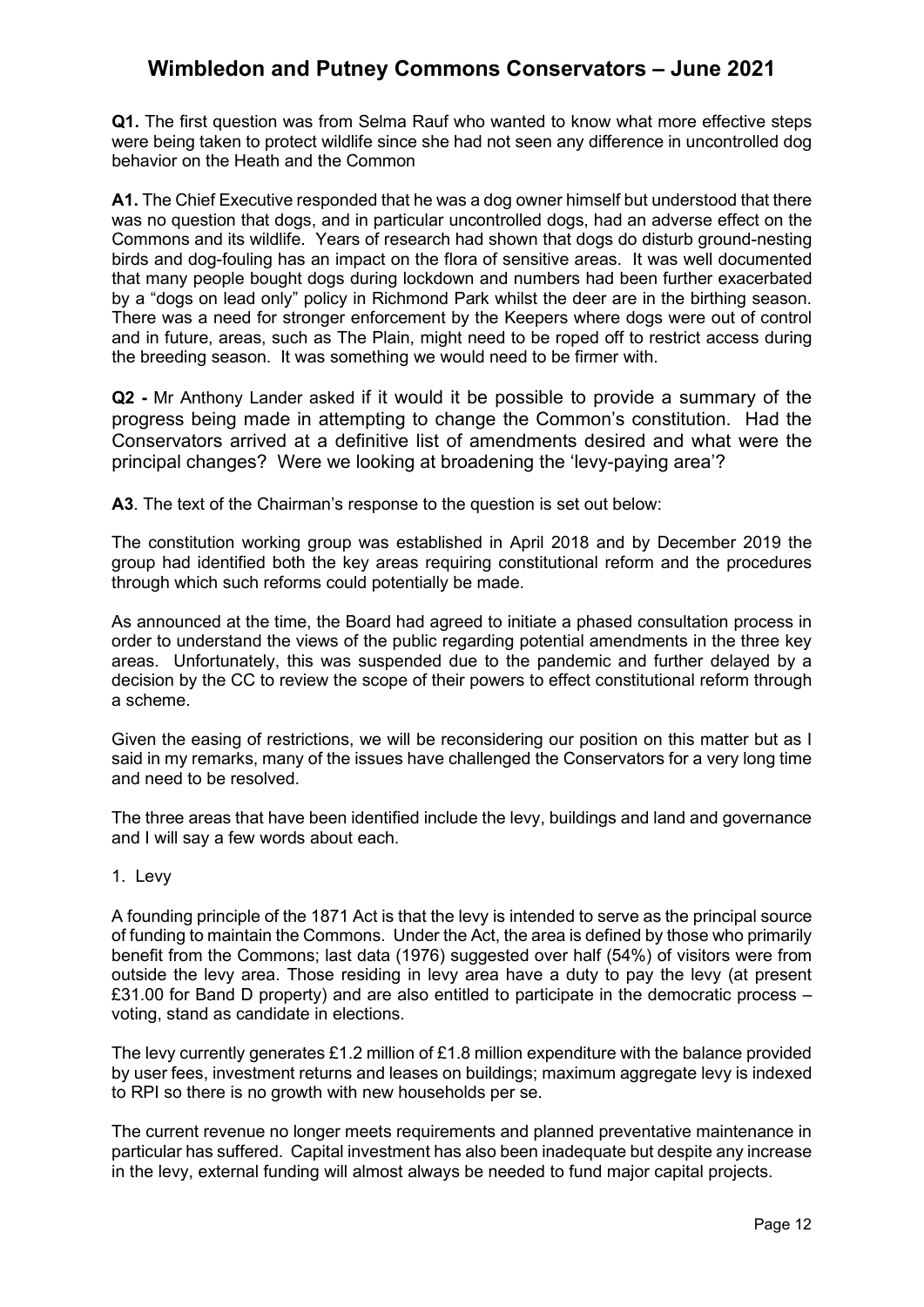# Wimbledon and Putney Commons Conservators – June 2021

**Q1.** The first question was from Selma Rauf who wanted to know what more effective steps were being taken to protect wildlife since she had not seen any difference in uncontrolled dog behavior on the Heath and the Common

**A1.** The Chief Executive responded that he was a dog owner himself but understood that there was no question that dogs, and in particular uncontrolled dogs, had an adverse effect on the Commons and its wildlife. Years of research had shown that dogs do disturb ground-nesting birds and dog-fouling has an impact on the flora of sensitive areas. It was well documented that many people bought dogs during lockdown and numbers had been further exacerbated by a "dogs on lead only" policy in Richmond Park whilst the deer are in the birthing season. There was a need for stronger enforcement by the Keepers where dogs were out of control and in future, areas, such as The Plain, might need to be roped off to restrict access during the breeding season. It was something we would need to be firmer with.

**Q2 -** Mr Anthony Lander asked if it would it be possible to provide a summary of the progress being made in attempting to change the Common's constitution. Had the Conservators arrived at a definitive list of amendments desired and what were the principal changes? Were we looking at broadening the 'levy-paying area'?

**A3**. The text of the Chairman's response to the question is set out below:

The constitution working group was established in April 2018 and by December 2019 the group had identified both the key areas requiring constitutional reform and the procedures through which such reforms could potentially be made.

As announced at the time, the Board had agreed to initiate a phased consultation process in order to understand the views of the public regarding potential amendments in the three key areas. Unfortunately, this was suspended due to the pandemic and further delayed by a decision by the CC to review the scope of their powers to effect constitutional reform through a scheme.

Given the easing of restrictions, we will be reconsidering our position on this matter but as I said in my remarks, many of the issues have challenged the Conservators for a very long time and need to be resolved.

The three areas that have been identified include the levy, buildings and land and governance and I will say a few words about each.

1. Levy

A founding principle of the 1871 Act is that the levy is intended to serve as the principal source of funding to maintain the Commons. Under the Act, the area is defined by those who primarily benefit from the Commons; last data (1976) suggested over half (54%) of visitors were from outside the levy area. Those residing in levy area have a duty to pay the levy (at present £31.00 for Band D property) and are also entitled to participate in the democratic process – voting, stand as candidate in elections.

The levy currently generates £1.2 million of £1.8 million expenditure with the balance provided by user fees, investment returns and leases on buildings; maximum aggregate levy is indexed to RPI so there is no growth with new households per se.

The current revenue no longer meets requirements and planned preventative maintenance in particular has suffered. Capital investment has also been inadequate but despite any increase in the levy, external funding will almost always be needed to fund major capital projects.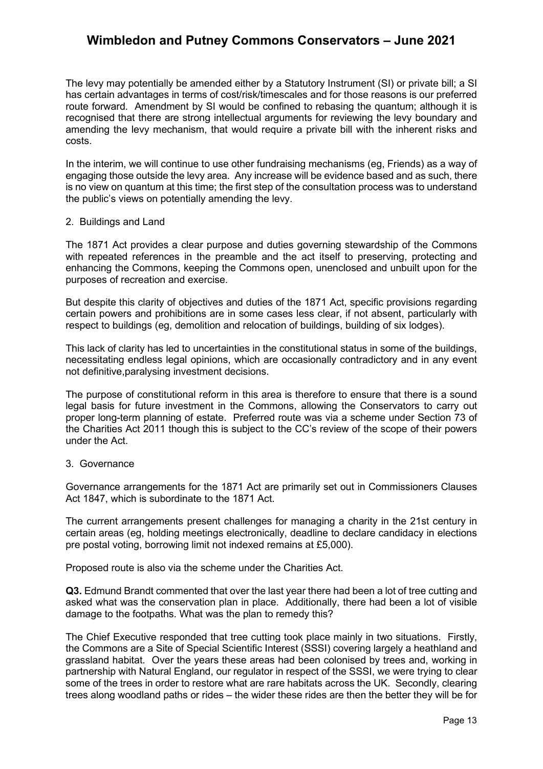The levy may potentially be amended either by a Statutory Instrument (SI) or private bill; a SI has certain advantages in terms of cost/risk/timescales and for those reasons is our preferred route forward. Amendment by SI would be confined to rebasing the quantum; although it is recognised that there are strong intellectual arguments for reviewing the levy boundary and amending the levy mechanism, that would require a private bill with the inherent risks and costs.

In the interim, we will continue to use other fundraising mechanisms (eg, Friends) as a way of engaging those outside the levy area. Any increase will be evidence based and as such, there is no view on quantum at this time; the first step of the consultation process was to understand the public's views on potentially amending the levy.

2. Buildings and Land

The 1871 Act provides a clear purpose and duties governing stewardship of the Commons with repeated references in the preamble and the act itself to preserving, protecting and enhancing the Commons, keeping the Commons open, unenclosed and unbuilt upon for the purposes of recreation and exercise.

But despite this clarity of objectives and duties of the 1871 Act, specific provisions regarding certain powers and prohibitions are in some cases less clear, if not absent, particularly with respect to buildings (eg, demolition and relocation of buildings, building of six lodges).

This lack of clarity has led to uncertainties in the constitutional status in some of the buildings, necessitating endless legal opinions, which are occasionally contradictory and in any event not definitive,paralysing investment decisions.

The purpose of constitutional reform in this area is therefore to ensure that there is a sound legal basis for future investment in the Commons, allowing the Conservators to carry out proper long-term planning of estate. Preferred route was via a scheme under Section 73 of the Charities Act 2011 though this is subject to the CC's review of the scope of their powers under the Act.

3. Governance

Governance arrangements for the 1871 Act are primarily set out in Commissioners Clauses Act 1847, which is subordinate to the 1871 Act.

The current arrangements present challenges for managing a charity in the 21st century in certain areas (eg, holding meetings electronically, deadline to declare candidacy in elections pre postal voting, borrowing limit not indexed remains at £5,000).

Proposed route is also via the scheme under the Charities Act.

**Q3.** Edmund Brandt commented that over the last year there had been a lot of tree cutting and asked what was the conservation plan in place. Additionally, there had been a lot of visible damage to the footpaths. What was the plan to remedy this?

The Chief Executive responded that tree cutting took place mainly in two situations. Firstly, the Commons are a Site of Special Scientific Interest (SSSI) covering largely a heathland and grassland habitat. Over the years these areas had been colonised by trees and, working in partnership with Natural England, our regulator in respect of the SSSI, we were trying to clear some of the trees in order to restore what are rare habitats across the UK. Secondly, clearing trees along woodland paths or rides – the wider these rides are then the better they will be for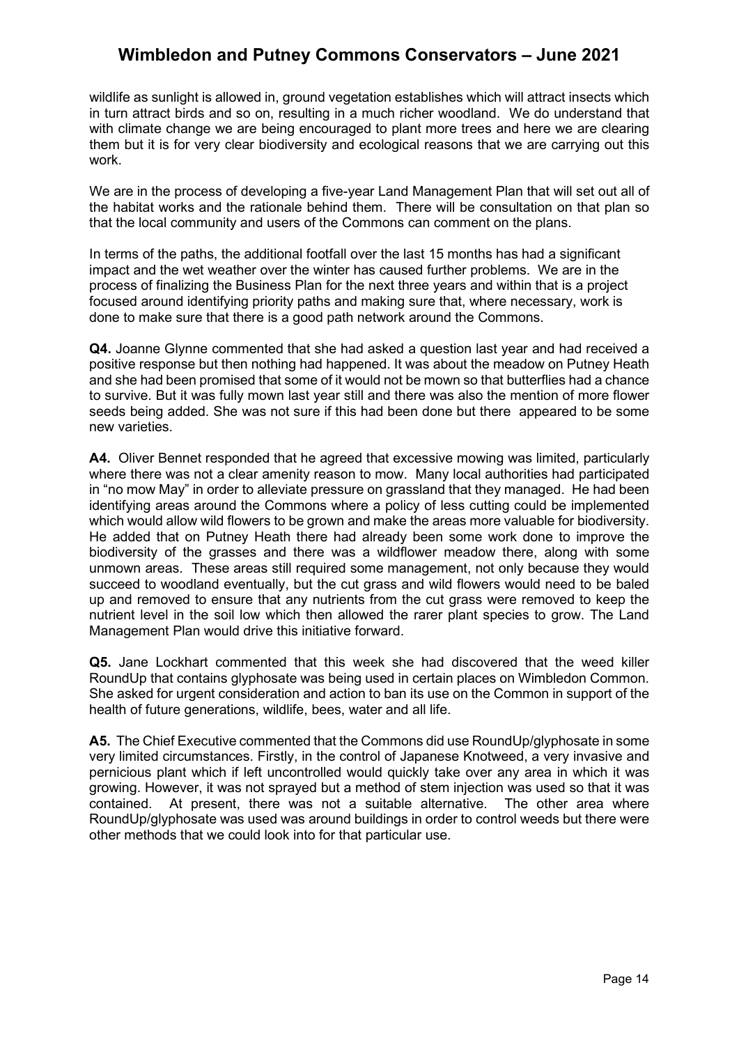wildlife as sunlight is allowed in, ground vegetation establishes which will attract insects which in turn attract birds and so on, resulting in a much richer woodland. We do understand that with climate change we are being encouraged to plant more trees and here we are clearing them but it is for very clear biodiversity and ecological reasons that we are carrying out this work.

We are in the process of developing a five-year Land Management Plan that will set out all of the habitat works and the rationale behind them. There will be consultation on that plan so that the local community and users of the Commons can comment on the plans.

In terms of the paths, the additional footfall over the last 15 months has had a significant impact and the wet weather over the winter has caused further problems. We are in the process of finalizing the Business Plan for the next three years and within that is a project focused around identifying priority paths and making sure that, where necessary, work is done to make sure that there is a good path network around the Commons.

**Q4.** Joanne Glynne commented that she had asked a question last year and had received a positive response but then nothing had happened. It was about the meadow on Putney Heath and she had been promised that some of it would not be mown so that butterflies had a chance to survive. But it was fully mown last year still and there was also the mention of more flower seeds being added. She was not sure if this had been done but there appeared to be some new varieties.

**A4.** Oliver Bennet responded that he agreed that excessive mowing was limited, particularly where there was not a clear amenity reason to mow. Many local authorities had participated in "no mow May" in order to alleviate pressure on grassland that they managed. He had been identifying areas around the Commons where a policy of less cutting could be implemented which would allow wild flowers to be grown and make the areas more valuable for biodiversity. He added that on Putney Heath there had already been some work done to improve the biodiversity of the grasses and there was a wildflower meadow there, along with some unmown areas. These areas still required some management, not only because they would succeed to woodland eventually, but the cut grass and wild flowers would need to be baled up and removed to ensure that any nutrients from the cut grass were removed to keep the nutrient level in the soil low which then allowed the rarer plant species to grow. The Land Management Plan would drive this initiative forward.

**Q5.** Jane Lockhart commented that this week she had discovered that the weed killer RoundUp that contains glyphosate was being used in certain places on Wimbledon Common. She asked for urgent consideration and action to ban its use on the Common in support of the health of future generations, wildlife, bees, water and all life.

**A5.** The Chief Executive commented that the Commons did use RoundUp/glyphosate in some very limited circumstances. Firstly, in the control of Japanese Knotweed, a very invasive and pernicious plant which if left uncontrolled would quickly take over any area in which it was growing. However, it was not sprayed but a method of stem injection was used so that it was contained. At present, there was not a suitable alternative. The other area where RoundUp/glyphosate was used was around buildings in order to control weeds but there were other methods that we could look into for that particular use.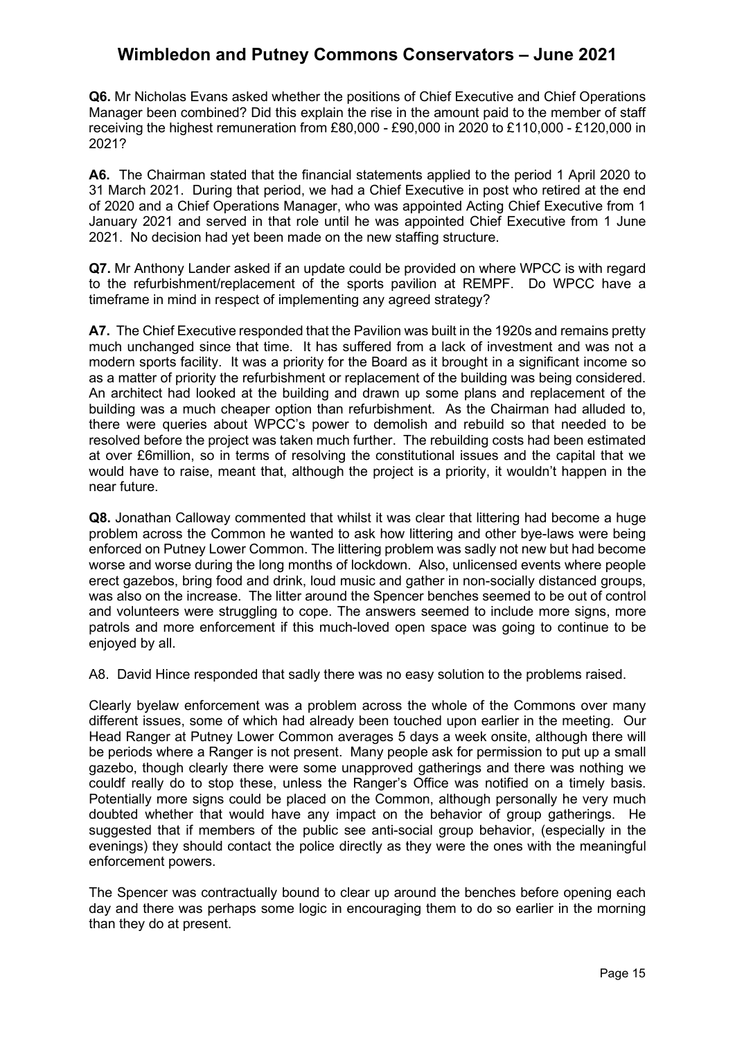**Q6.** Mr Nicholas Evans asked whether the positions of Chief Executive and Chief Operations Manager been combined? Did this explain the rise in the amount paid to the member of staff receiving the highest remuneration from £80,000 - £90,000 in 2020 to £110,000 - £120,000 in 2021?

**A6.** The Chairman stated that the financial statements applied to the period 1 April 2020 to 31 March 2021. During that period, we had a Chief Executive in post who retired at the end of 2020 and a Chief Operations Manager, who was appointed Acting Chief Executive from 1 January 2021 and served in that role until he was appointed Chief Executive from 1 June 2021. No decision had yet been made on the new staffing structure.

**Q7.** Mr Anthony Lander asked if an update could be provided on where WPCC is with regard to the refurbishment/replacement of the sports pavilion at REMPF. Do WPCC have a timeframe in mind in respect of implementing any agreed strategy?

**A7.** The Chief Executive responded that the Pavilion was built in the 1920s and remains pretty much unchanged since that time. It has suffered from a lack of investment and was not a modern sports facility. It was a priority for the Board as it brought in a significant income so as a matter of priority the refurbishment or replacement of the building was being considered. An architect had looked at the building and drawn up some plans and replacement of the building was a much cheaper option than refurbishment. As the Chairman had alluded to, there were queries about WPCC's power to demolish and rebuild so that needed to be resolved before the project was taken much further. The rebuilding costs had been estimated at over £6million, so in terms of resolving the constitutional issues and the capital that we would have to raise, meant that, although the project is a priority, it wouldn't happen in the near future.

**Q8.** Jonathan Calloway commented that whilst it was clear that littering had become a huge problem across the Common he wanted to ask how littering and other bye-laws were being enforced on Putney Lower Common. The littering problem was sadly not new but had become worse and worse during the long months of lockdown. Also, unlicensed events where people erect gazebos, bring food and drink, loud music and gather in non-socially distanced groups, was also on the increase. The litter around the Spencer benches seemed to be out of control and volunteers were struggling to cope. The answers seemed to include more signs, more patrols and more enforcement if this much-loved open space was going to continue to be enjoyed by all.

A8. David Hince responded that sadly there was no easy solution to the problems raised.

Clearly byelaw enforcement was a problem across the whole of the Commons over many different issues, some of which had already been touched upon earlier in the meeting. Our Head Ranger at Putney Lower Common averages 5 days a week onsite, although there will be periods where a Ranger is not present. Many people ask for permission to put up a small gazebo, though clearly there were some unapproved gatherings and there was nothing we couldf really do to stop these, unless the Ranger's Office was notified on a timely basis. Potentially more signs could be placed on the Common, although personally he very much doubted whether that would have any impact on the behavior of group gatherings. He suggested that if members of the public see anti-social group behavior, (especially in the evenings) they should contact the police directly as they were the ones with the meaningful enforcement powers.

The Spencer was contractually bound to clear up around the benches before opening each day and there was perhaps some logic in encouraging them to do so earlier in the morning than they do at present.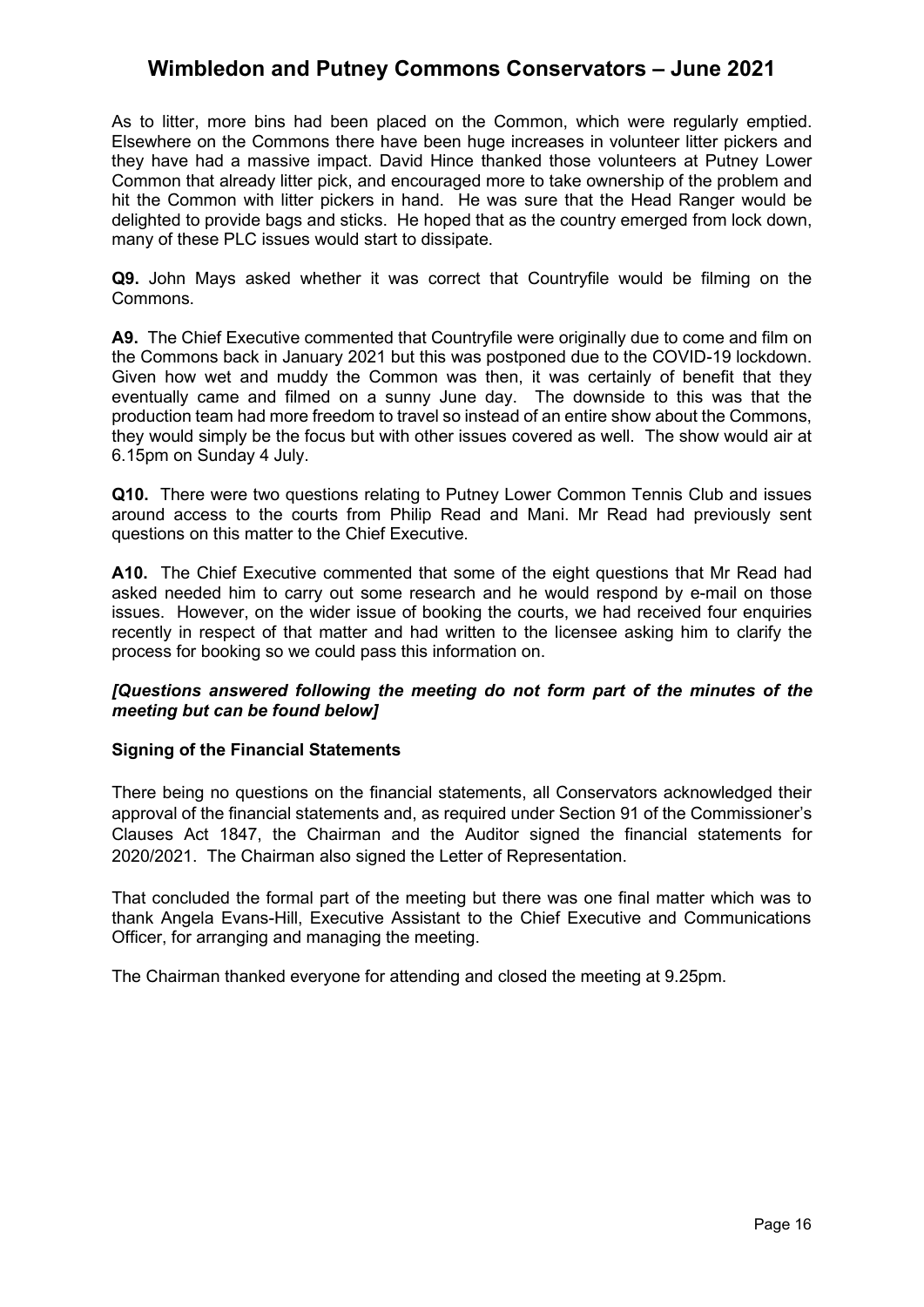As to litter, more bins had been placed on the Common, which were regularly emptied. Elsewhere on the Commons there have been huge increases in volunteer litter pickers and they have had a massive impact. David Hince thanked those volunteers at Putney Lower Common that already litter pick, and encouraged more to take ownership of the problem and hit the Common with litter pickers in hand. He was sure that the Head Ranger would be delighted to provide bags and sticks. He hoped that as the country emerged from lock down, many of these PLC issues would start to dissipate.

**Q9.** John Mays asked whether it was correct that Countryfile would be filming on the Commons.

**A9.** The Chief Executive commented that Countryfile were originally due to come and film on the Commons back in January 2021 but this was postponed due to the COVID-19 lockdown. Given how wet and muddy the Common was then, it was certainly of benefit that they eventually came and filmed on a sunny June day. The downside to this was that the production team had more freedom to travel so instead of an entire show about the Commons, they would simply be the focus but with other issues covered as well. The show would air at 6.15pm on Sunday 4 July.

**Q10.** There were two questions relating to Putney Lower Common Tennis Club and issues around access to the courts from Philip Read and Mani. Mr Read had previously sent questions on this matter to the Chief Executive.

**A10.** The Chief Executive commented that some of the eight questions that Mr Read had asked needed him to carry out some research and he would respond by e-mail on those issues. However, on the wider issue of booking the courts, we had received four enquiries recently in respect of that matter and had written to the licensee asking him to clarify the process for booking so we could pass this information on.

***[Questions answered following the meeting do not form part of the minutes of the meeting but can be found below]***

**Signing of the Financial Statements**

There being no questions on the financial statements, all Conservators acknowledged their approval of the financial statements and, as required under Section 91 of the Commissioner's Clauses Act 1847, the Chairman and the Auditor signed the financial statements for 2020/2021. The Chairman also signed the Letter of Representation.

That concluded the formal part of the meeting but there was one final matter which was to thank Angela Evans-Hill, Executive Assistant to the Chief Executive and Communications Officer, for arranging and managing the meeting.

The Chairman thanked everyone for attending and closed the meeting at 9.25pm.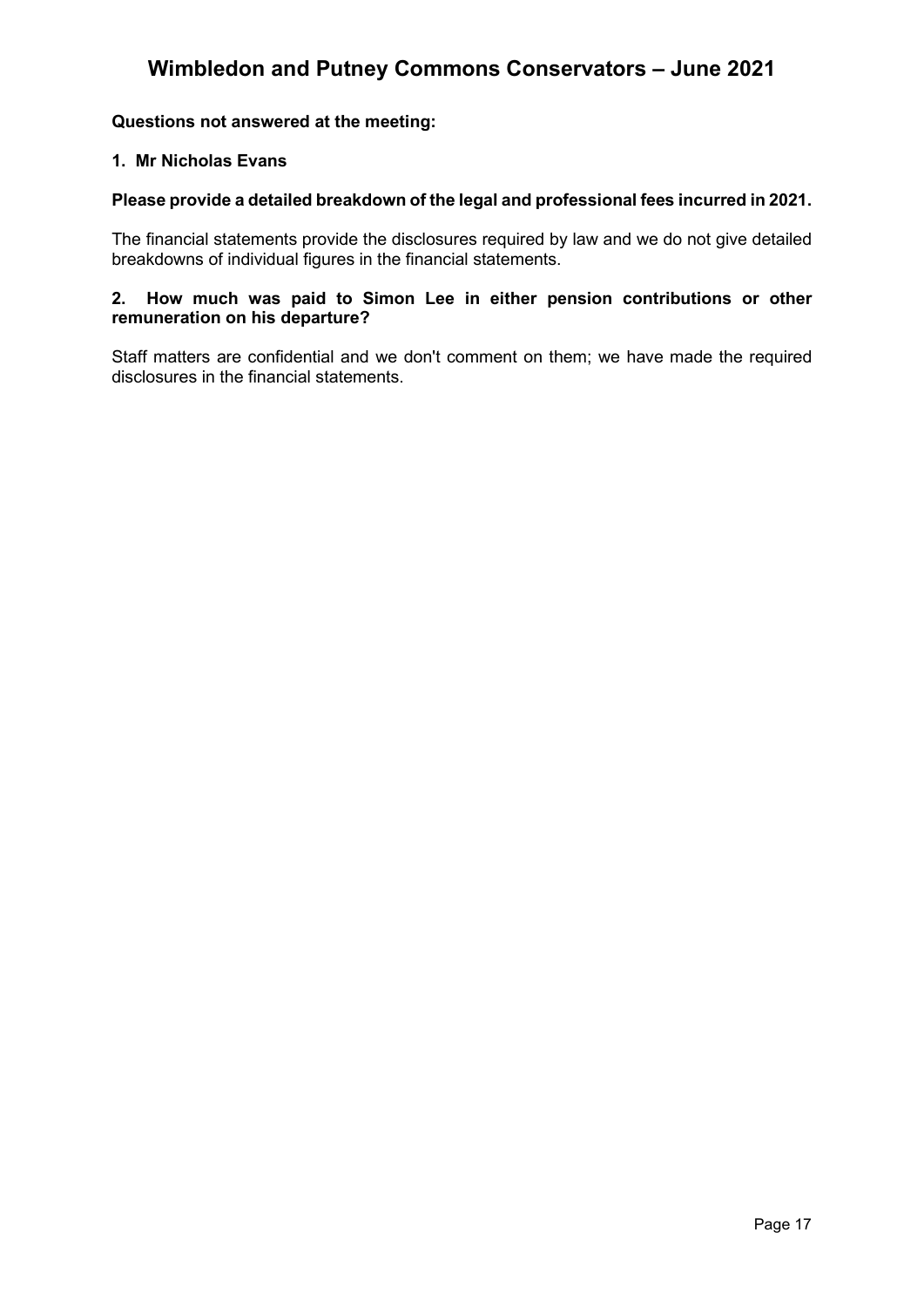**Questions not answered at the meeting:**

**1. Mr Nicholas Evans**

**Please provide a detailed breakdown of the legal and professional fees incurred in 2021.**

The financial statements provide the disclosures required by law and we do not give detailed breakdowns of individual figures in the financial statements.

**2. How much was paid to Simon Lee in either pension contributions or other remuneration on his departure?**

Staff matters are confidential and we don't comment on them; we have made the required disclosures in the financial statements.